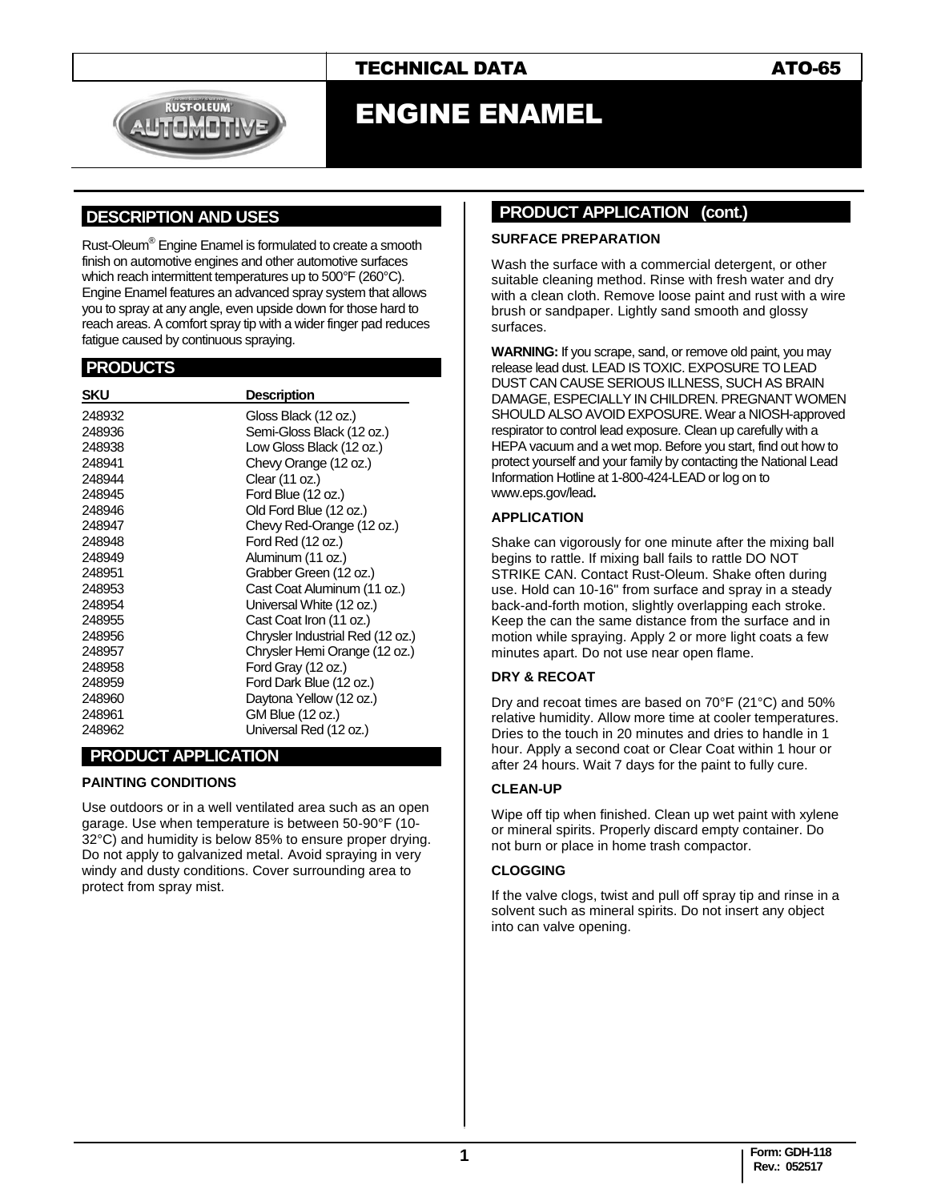TECHNICAL DATA ATO-65

# ENGINE ENAMEL

## DESCRIPTION AND USES

Rust-Oleum® Engine Enamel is formulated to create a smooth finish on automotive engines and other automotive surfaces which reach intermittent temperatures up to 500°F (260°C). Engine Enamel features an advanced spray system that allows you to spray at any angle, even upside down for those hard to reach areas. A comfort spray tip with a wider finger pad reduces fatigue caused by continuous spraying.

## PRODUCTS

| SKU | Description |
|---|---|
| 248932 | Gloss Black (12 oz.) |
| 248936 | Semi-Gloss Black (12 oz.) |
| 248938 | Low Gloss Black (12 oz.) |
| 248941 | Chevy Orange (12 oz.) |
| 248944 | Clear (11 oz.) |
| 248945 | Ford Blue (12 oz.) |
| 248946 | Old Ford Blue (12 oz.) |
| 248947 | Chevy Red-Orange (12 oz.) |
| 248948 | Ford Red (12 oz.) |
| 248949 | Aluminum (11 oz.) |
| 248951 | Grabber Green (12 oz.) |
| 248953 | Cast Coat Aluminum (11 oz.) |
| 248954 | Universal White (12 oz.) |
| 248955 | Cast Coat Iron (11 oz.) |
| 248956 | Chrysler Industrial Red (12 oz.) |
| 248957 | Chrysler Hemi Orange (12 oz.) |
| 248958 | Ford Gray (12 oz.) |
| 248959 | Ford Dark Blue (12 oz.) |
| 248960 | Daytona Yellow (12 oz.) |
| 248961 | GM Blue (12 oz.) |
| 248962 | Universal Red (12 oz.) |

## PRODUCT APPLICATION

### PAINTING CONDITIONS

Use outdoors or in a well ventilated area such as an open garage. Use when temperature is between 50-90°F (10-32°C) and humidity is below 85% to ensure proper drying. Do not apply to galvanized metal. Avoid spraying in very windy and dusty conditions. Cover surrounding area to protect from spray mist.

## PRODUCT APPLICATION (cont.)

### SURFACE PREPARATION

Wash the surface with a commercial detergent, or other suitable cleaning method. Rinse with fresh water and dry with a clean cloth. Remove loose paint and rust with a wire brush or sandpaper. Lightly sand smooth and glossy surfaces.

**WARNING:** If you scrape, sand, or remove old paint, you may release lead dust. LEAD IS TOXIC. EXPOSURE TO LEAD DUST CAN CAUSE SERIOUS ILLNESS, SUCH AS BRAIN DAMAGE, ESPECIALLY IN CHILDREN. PREGNANT WOMEN SHOULD ALSO AVOID EXPOSURE. Wear a NIOSH-approved respirator to control lead exposure. Clean up carefully with a HEPA vacuum and a wet mop. Before you start, find out how to protect yourself and your family by contacting the National Lead Information Hotline at 1-800-424-LEAD or log on to www.eps.gov/lead**.**

### APPLICATION

Shake can vigorously for one minute after the mixing ball begins to rattle. If mixing ball fails to rattle DO NOT STRIKE CAN. Contact Rust-Oleum. Shake often during use. Hold can 10-16" from surface and spray in a steady back-and-forth motion, slightly overlapping each stroke. Keep the can the same distance from the surface and in motion while spraying. Apply 2 or more light coats a few minutes apart. Do not use near open flame.

### DRY & RECOAT

Dry and recoat times are based on 70°F (21°C) and 50% relative humidity. Allow more time at cooler temperatures. Dries to the touch in 20 minutes and dries to handle in 1 hour. Apply a second coat or Clear Coat within 1 hour or after 24 hours. Wait 7 days for the paint to fully cure.

### CLEAN-UP

Wipe off tip when finished. Clean up wet paint with xylene or mineral spirits. Properly discard empty container. Do not burn or place in home trash compactor.

### CLOGGING

If the valve clogs, twist and pull off spray tip and rinse in a solvent such as mineral spirits. Do not insert any object into can valve opening.

Form: GDH-118
Rev.: 052517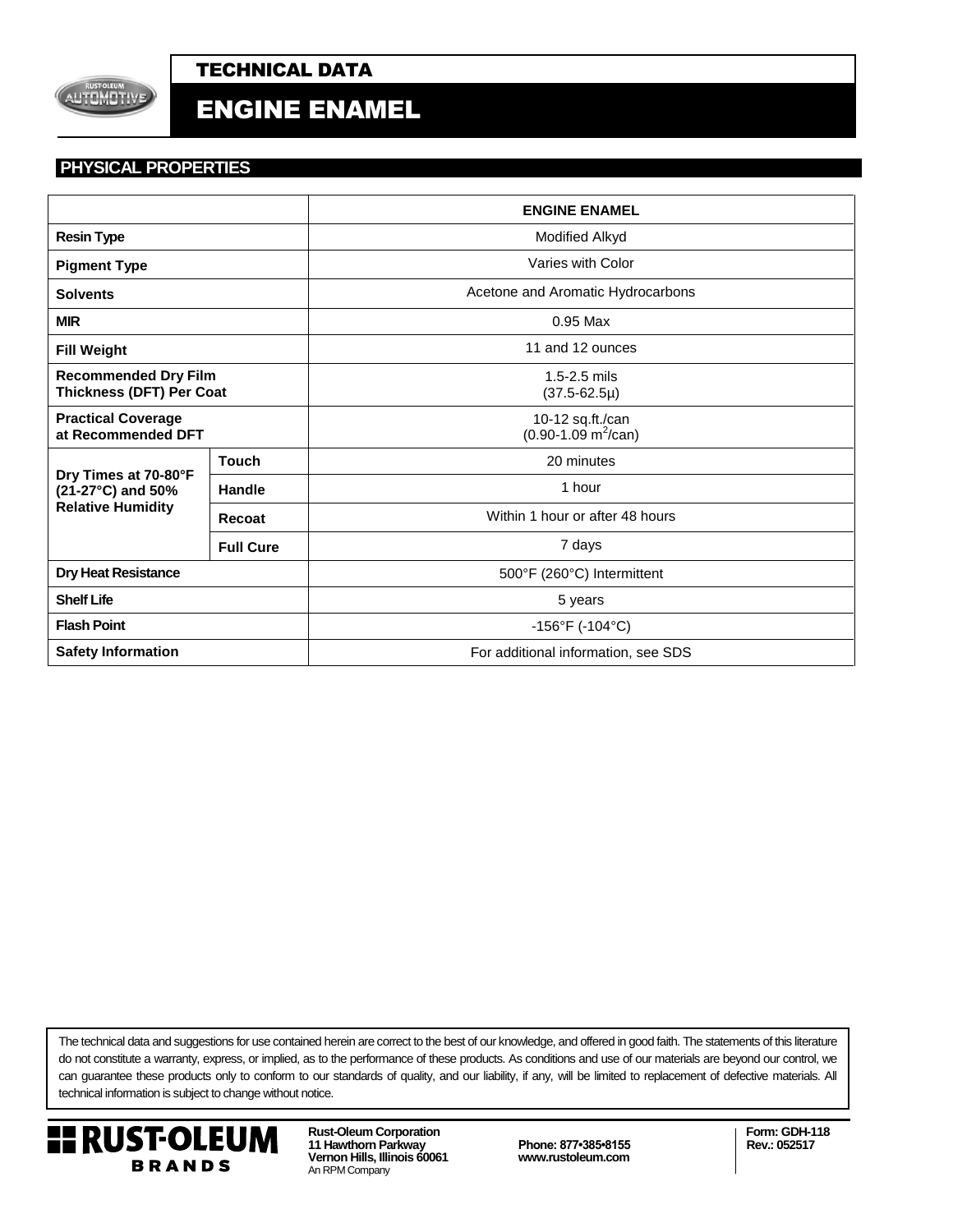TECHNICAL DATA

# ENGINE ENAMEL

## PHYSICAL PROPERTIES

| | | ENGINE ENAMEL |
|---|---|---|
| **Resin Type** | | Modified Alkyd |
| **Pigment Type** | | Varies with Color |
| **Solvents** | | Acetone and Aromatic Hydrocarbons |
| **MIR** | | 0.95 Max |
| **Fill Weight** | | 11 and 12 ounces |
| **Recommended Dry Film Thickness (DFT) Per Coat** | | 1.5-2.5 mils (37.5-62.5μ) |
| **Practical Coverage at Recommended DFT** | | 10-12 sq.ft./can ($0.90$-$1.09$ $m^2$/can) |
| **Dry Times at 70-80°F (21-27°C) and 50% Relative Humidity** | **Touch** | 20 minutes |
| | **Handle** | 1 hour |
| | **Recoat** | Within 1 hour or after 48 hours |
| | **Full Cure** | 7 days |
| **Dry Heat Resistance** | | 500°F (260°C) Intermittent |
| **Shelf Life** | | 5 years |
| **Flash Point** | | -156°F (-104°C) |
| **Safety Information** | | For additional information, see SDS |

The technical data and suggestions for use contained herein are correct to the best of our knowledge, and offered in good faith. The statements of this literature do not constitute a warranty, express, or implied, as to the performance of these products. As conditions and use of our materials are beyond our control, we can guarantee these products only to conform to our standards of quality, and our liability, if any, will be limited to replacement of defective materials. All technical information is subject to change without notice.

**RUST-OLEUM BRANDS**

**Rust-Oleum Corporation**
**11 Hawthorn Parkway**
**Vernon Hills, Illinois 60061**
An RPM Company

**Phone: 877•385•8155**
**www.rustoleum.com**

**Form: GDH-118**
**Rev.: 052517**